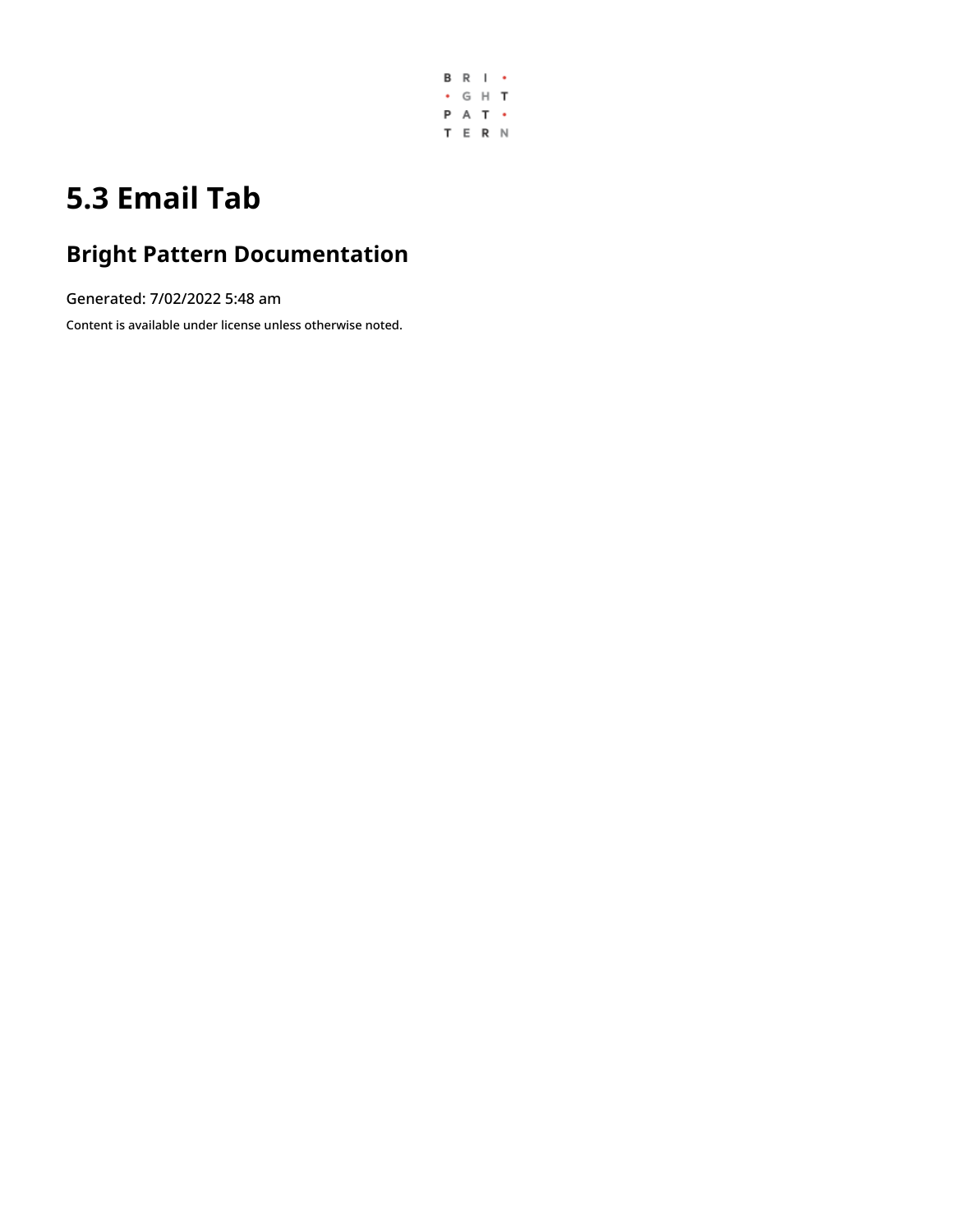# 5.3 Email Tab

## Bright Pattern Documentation

Generated: 7/02/2022 5:48 am

Content is available under license unless otherwise noted.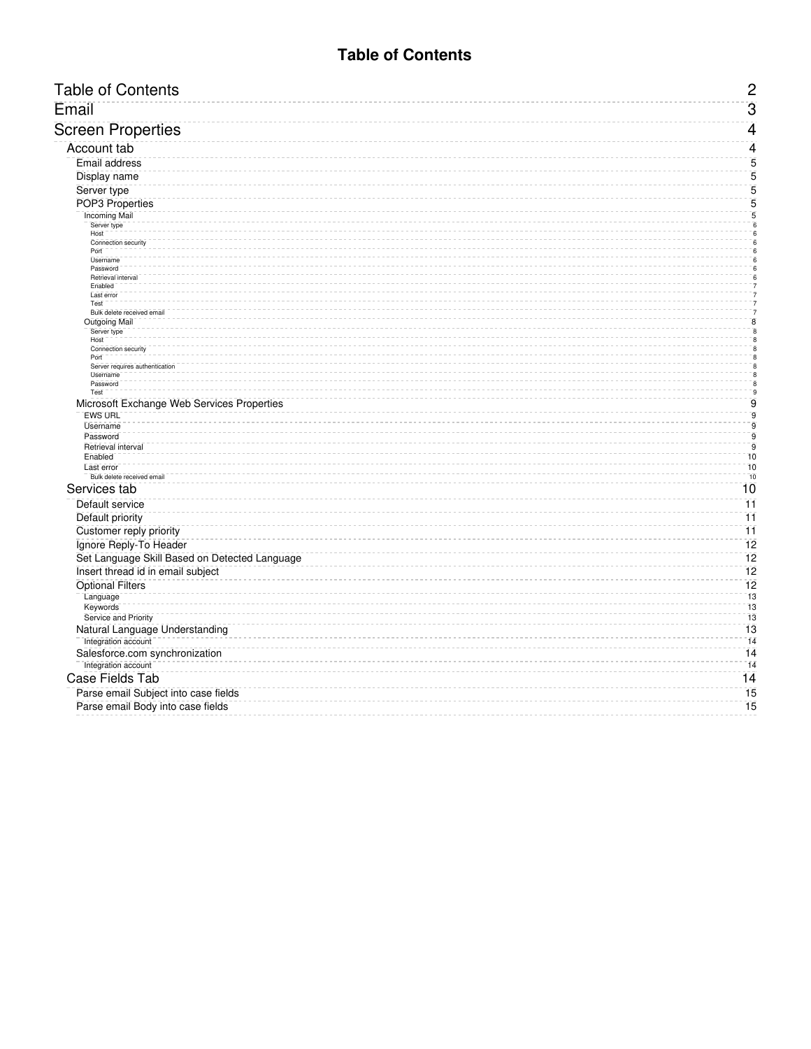# Table of Contents

- Table of Contents 2
- Email 3
- Screen Properties 4
  - Account tab 4
    - Email address 5
    - Display name 5
    - Server type 5
    - POP3 Properties 5
      - Incoming Mail 5
        - Server type 6
        - Host 6
        - Connection security 6
        - Port 6
        - Username 6
        - Password 6
        - Retrieval interval 6
        - Enabled 7
        - Last error 7
        - Test 7
        - Bulk delete received email 7
      - Outgoing Mail 8
        - Server type 8
        - Host 8
        - Connection security 8
        - Port 8
        - Server requires authentication 8
        - Username 8
        - Password 8
        - Test 9
    - Microsoft Exchange Web Services Properties 9
      - EWS URL 9
      - Username 9
      - Password 9
      - Retrieval interval 9
      - Enabled 10
      - Last error 10
        - Bulk delete received email 10
  - Services tab 10
    - Default service 11
    - Default priority 11
    - Customer reply priority 11
    - Ignore Reply-To Header 12
    - Set Language Skill Based on Detected Language 12
    - Insert thread id in email subject 12
    - Optional Filters 12
      - Language 13
      - Keywords 13
      - Service and Priority 13
    - Natural Language Understanding 13
      - Integration account 14
    - Salesforce.com synchronization 14
      - Integration account 14
  - Case Fields Tab 14
    - Parse email Subject into case fields 15
    - Parse email Body into case fields 15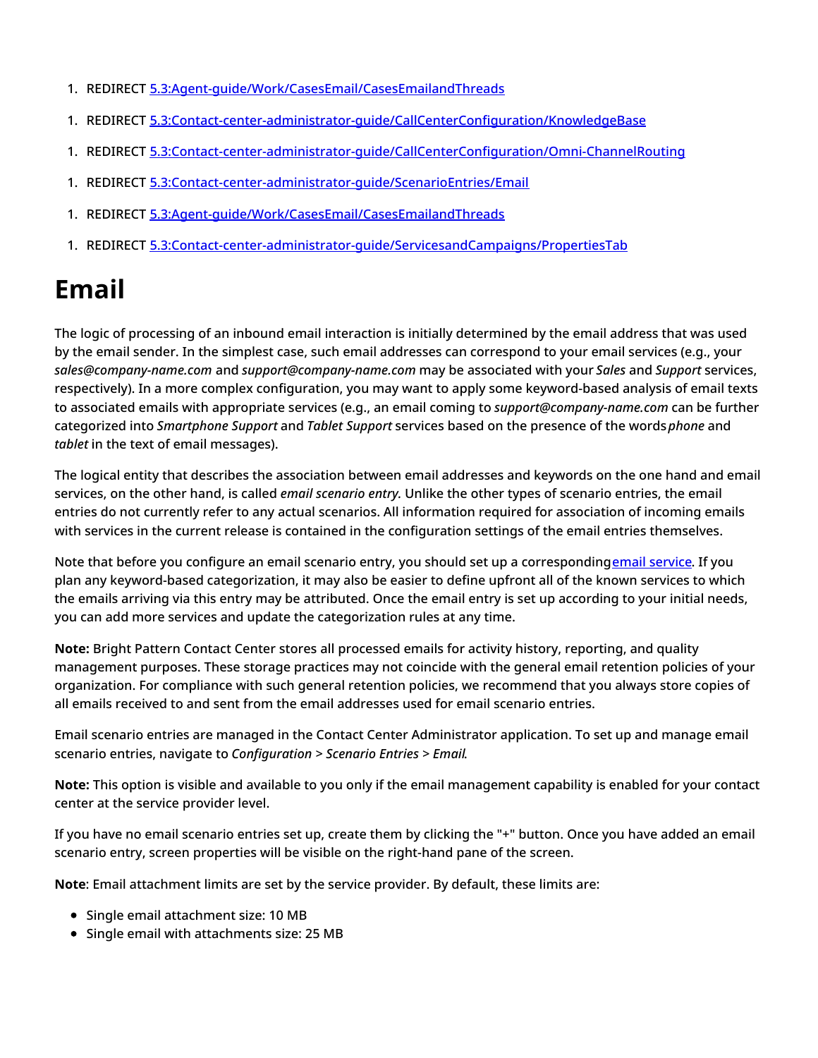1. REDIRECT [5.3:Agent-guide/Work/CasesEmail/CasesEmailandThreads]()

1. REDIRECT [5.3:Contact-center-administrator-guide/CallCenterConfiguration/KnowledgeBase]()

1. REDIRECT [5.3:Contact-center-administrator-guide/CallCenterConfiguration/Omni-ChannelRouting]()

1. REDIRECT [5.3:Contact-center-administrator-guide/ScenarioEntries/Email]()

1. REDIRECT [5.3:Agent-guide/Work/CasesEmail/CasesEmailandThreads]()

1. REDIRECT [5.3:Contact-center-administrator-guide/ServicesandCampaigns/PropertiesTab]()

# Email

The logic of processing of an inbound email interaction is initially determined by the email address that was used by the email sender. In the simplest case, such email addresses can correspond to your email services (e.g., your *sales@company-name.com* and *support@company-name.com* may be associated with your *Sales* and *Support* services, respectively). In a more complex configuration, you may want to apply some keyword-based analysis of email texts to associated emails with appropriate services (e.g., an email coming to *support@company-name.com* can be further categorized into *Smartphone Support* and *Tablet Support* services based on the presence of the words *phone* and *tablet* in the text of email messages).

The logical entity that describes the association between email addresses and keywords on the one hand and email services, on the other hand, is called *email scenario entry.* Unlike the other types of scenario entries, the email entries do not currently refer to any actual scenarios. All information required for association of incoming emails with services in the current release is contained in the configuration settings of the email entries themselves.

Note that before you configure an email scenario entry, you should set up a corresponding [email service](). If you plan any keyword-based categorization, it may also be easier to define upfront all of the known services to which the emails arriving via this entry may be attributed. Once the email entry is set up according to your initial needs, you can add more services and update the categorization rules at any time.

**Note:** Bright Pattern Contact Center stores all processed emails for activity history, reporting, and quality management purposes. These storage practices may not coincide with the general email retention policies of your organization. For compliance with such general retention policies, we recommend that you always store copies of all emails received to and sent from the email addresses used for email scenario entries.

Email scenario entries are managed in the Contact Center Administrator application. To set up and manage email scenario entries, navigate to *Configuration* > *Scenario Entries* > *Email*.

**Note:** This option is visible and available to you only if the email management capability is enabled for your contact center at the service provider level.

If you have no email scenario entries set up, create them by clicking the "+" button. Once you have added an email scenario entry, screen properties will be visible on the right-hand pane of the screen.

**Note**: Email attachment limits are set by the service provider. By default, these limits are:

- Single email attachment size: 10 MB
- Single email with attachments size: 25 MB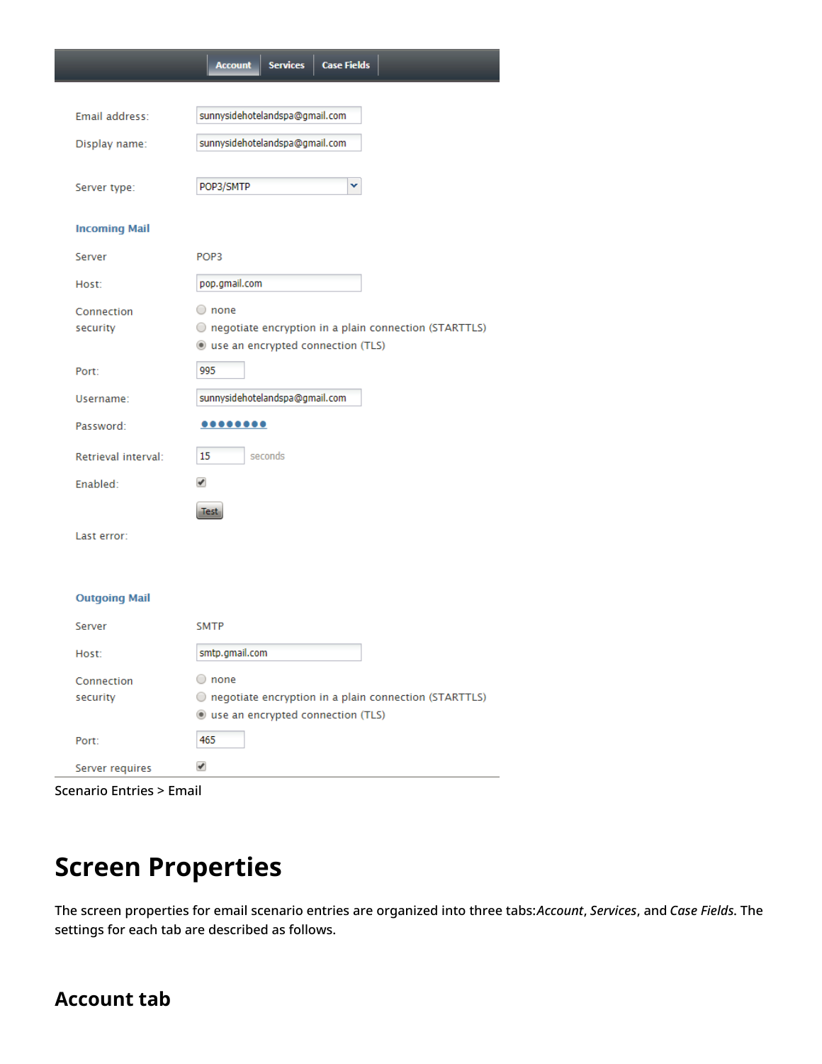Account | Services | Case Fields

Email address: sunnysidehotelandspa@gmail.com

Display name: sunnysidehotelandspa@gmail.com

Server type: POP3/SMTP

**Incoming Mail**

Server: POP3

Host: pop.gmail.com

Connection security:
- none
- negotiate encryption in a plain connection (STARTTLS)
- use an encrypted connection (TLS)

Port: 995

Username: sunnysidehotelandspa@gmail.com

Password: ••••••••

Retrieval interval: 15 seconds

Enabled: ✔

Test

Last error:

**Outgoing Mail**

Server: SMTP

Host: smtp.gmail.com

Connection security:
- none
- negotiate encryption in a plain connection (STARTTLS)
- use an encrypted connection (TLS)

Port: 465

Server requires: ✔

Scenario Entries > Email

# Screen Properties

The screen properties for email scenario entries are organized into three tabs:*Account*, *Services*, and *Case Fields*. The settings for each tab are described as follows.

## Account tab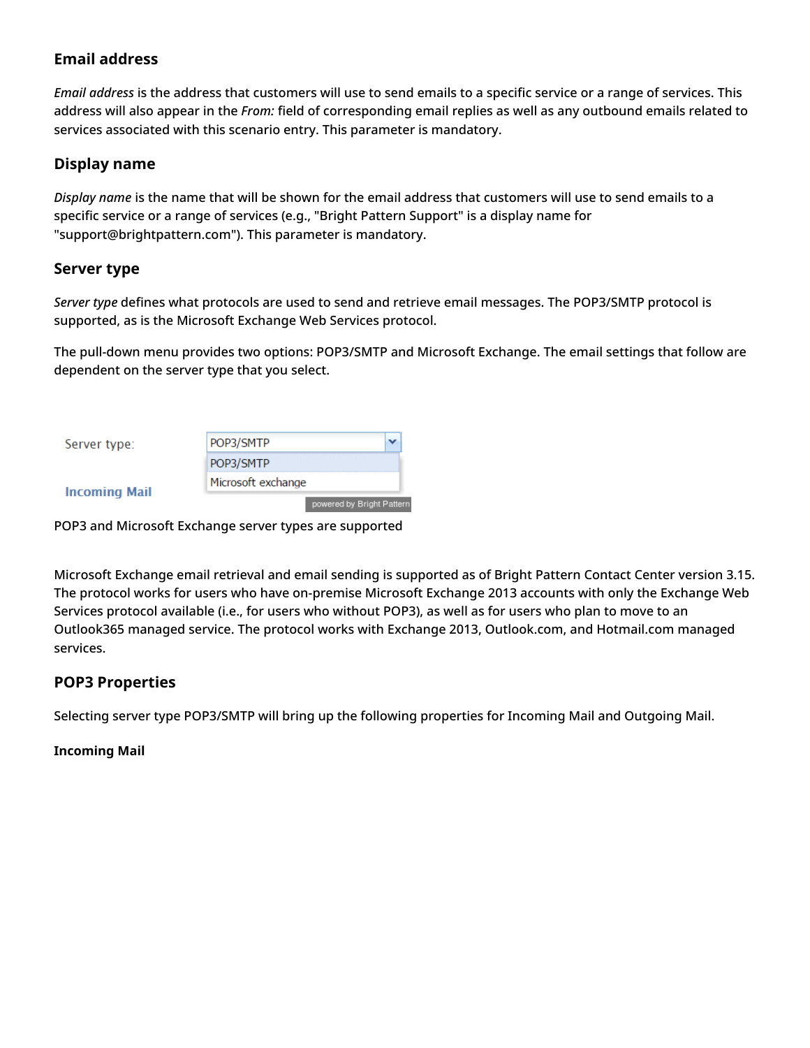### Email address

*Email address* is the address that customers will use to send emails to a specific service or a range of services. This address will also appear in the *From:* field of corresponding email replies as well as any outbound emails related to services associated with this scenario entry. This parameter is mandatory.

### Display name

*Display name* is the name that will be shown for the email address that customers will use to send emails to a specific service or a range of services (e.g., "Bright Pattern Support" is a display name for "support@brightpattern.com"). This parameter is mandatory.

### Server type

*Server type* defines what protocols are used to send and retrieve email messages. The POP3/SMTP protocol is supported, as is the Microsoft Exchange Web Services protocol.

The pull-down menu provides two options: POP3/SMTP and Microsoft Exchange. The email settings that follow are dependent on the server type that you select.

POP3 and Microsoft Exchange server types are supported

Microsoft Exchange email retrieval and email sending is supported as of Bright Pattern Contact Center version 3.15. The protocol works for users who have on-premise Microsoft Exchange 2013 accounts with only the Exchange Web Services protocol available (i.e., for users who without POP3), as well as for users who plan to move to an Outlook365 managed service. The protocol works with Exchange 2013, Outlook.com, and Hotmail.com managed services.

### POP3 Properties

Selecting server type POP3/SMTP will bring up the following properties for Incoming Mail and Outgoing Mail.

**Incoming Mail**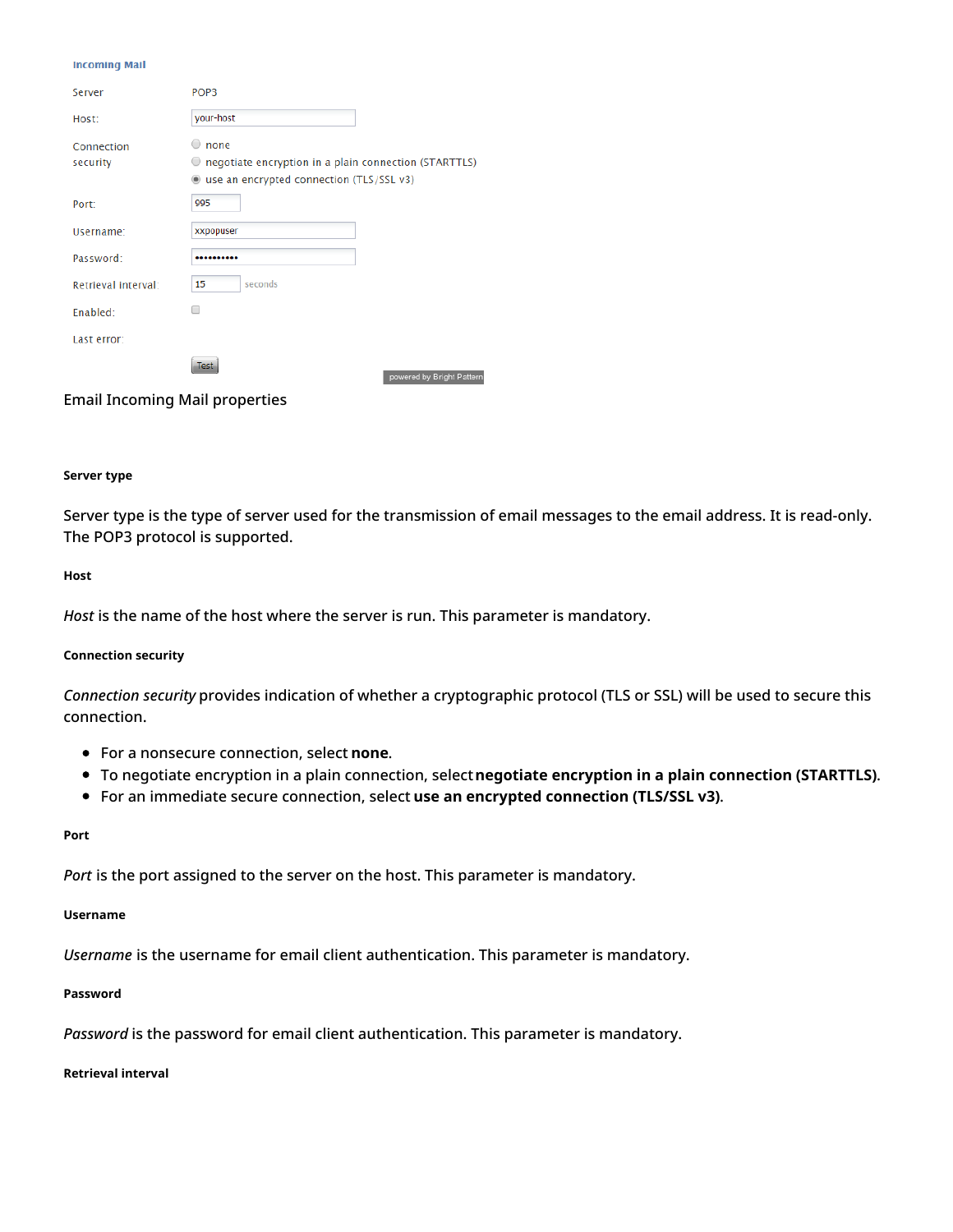Email Incoming Mail properties

#### Server type

Server type is the type of server used for the transmission of email messages to the email address. It is read-only. The POP3 protocol is supported.

#### Host

*Host* is the name of the host where the server is run. This parameter is mandatory.

#### Connection security

*Connection security* provides indication of whether a cryptographic protocol (TLS or SSL) will be used to secure this connection.

- For a nonsecure connection, select **none**.
- To negotiate encryption in a plain connection, select **negotiate encryption in a plain connection (STARTTLS)**.
- For an immediate secure connection, select **use an encrypted connection (TLS/SSL v3)**.

#### Port

*Port* is the port assigned to the server on the host. This parameter is mandatory.

#### Username

*Username* is the username for email client authentication. This parameter is mandatory.

#### Password

*Password* is the password for email client authentication. This parameter is mandatory.

#### Retrieval interval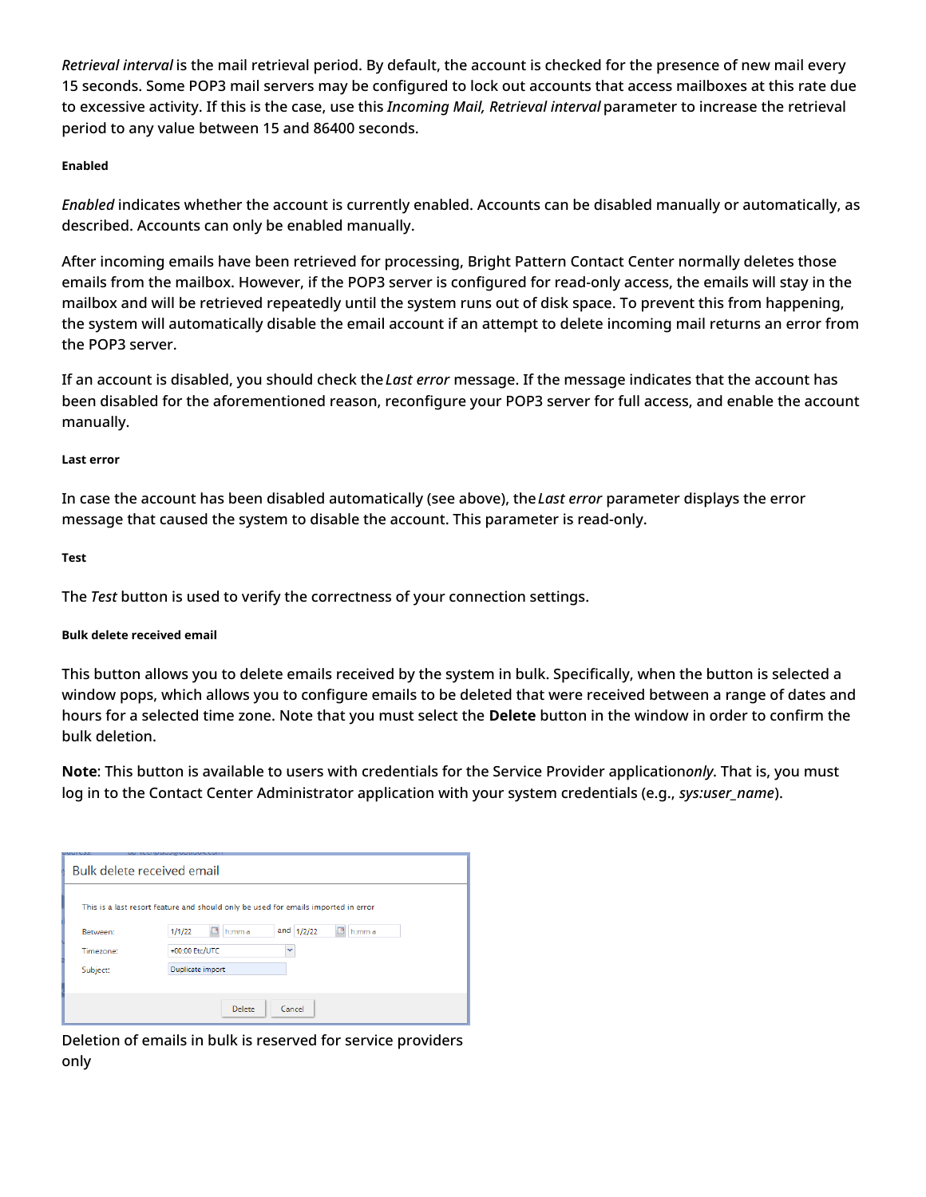*Retrieval interval* is the mail retrieval period. By default, the account is checked for the presence of new mail every 15 seconds. Some POP3 mail servers may be configured to lock out accounts that access mailboxes at this rate due to excessive activity. If this is the case, use this *Incoming Mail, Retrieval interval* parameter to increase the retrieval period to any value between 15 and 86400 seconds.

##### Enabled

*Enabled* indicates whether the account is currently enabled. Accounts can be disabled manually or automatically, as described. Accounts can only be enabled manually.

After incoming emails have been retrieved for processing, Bright Pattern Contact Center normally deletes those emails from the mailbox. However, if the POP3 server is configured for read-only access, the emails will stay in the mailbox and will be retrieved repeatedly until the system runs out of disk space. To prevent this from happening, the system will automatically disable the email account if an attempt to delete incoming mail returns an error from the POP3 server.

If an account is disabled, you should check the *Last error* message. If the message indicates that the account has been disabled for the aforementioned reason, reconfigure your POP3 server for full access, and enable the account manually.

##### Last error

In case the account has been disabled automatically (see above), the *Last error* parameter displays the error message that caused the system to disable the account. This parameter is read-only.

##### Test

The *Test* button is used to verify the correctness of your connection settings.

##### Bulk delete received email

This button allows you to delete emails received by the system in bulk. Specifically, when the button is selected a window pops, which allows you to configure emails to be deleted that were received between a range of dates and hours for a selected time zone. Note that you must select the **Delete** button in the window in order to confirm the bulk deletion.

**Note**: This button is available to users with credentials for the Service Provider application*only*. That is, you must log in to the Contact Center Administrator application with your system credentials (e.g., *sys:user_name*).

Deletion of emails in bulk is reserved for service providers only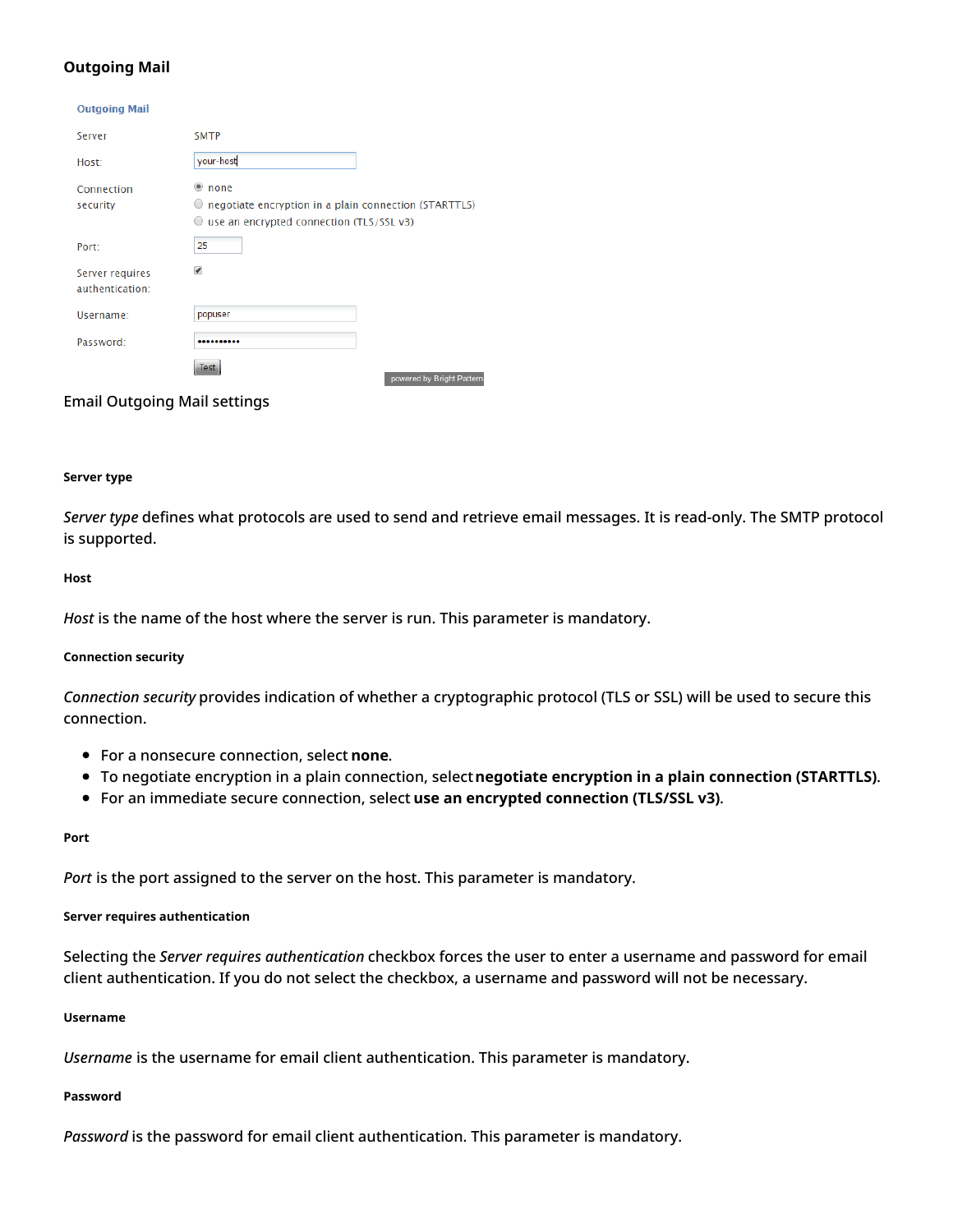## Outgoing Mail

Email Outgoing Mail settings

#### Server type

*Server type* defines what protocols are used to send and retrieve email messages. It is read-only. The SMTP protocol is supported.

#### Host

*Host* is the name of the host where the server is run. This parameter is mandatory.

#### Connection security

*Connection security* provides indication of whether a cryptographic protocol (TLS or SSL) will be used to secure this connection.

- For a nonsecure connection, select **none**.
- To negotiate encryption in a plain connection, select **negotiate encryption in a plain connection (STARTTLS)**.
- For an immediate secure connection, select **use an encrypted connection (TLS/SSL v3)**.

#### Port

*Port* is the port assigned to the server on the host. This parameter is mandatory.

#### Server requires authentication

Selecting the *Server requires authentication* checkbox forces the user to enter a username and password for email client authentication. If you do not select the checkbox, a username and password will not be necessary.

#### Username

*Username* is the username for email client authentication. This parameter is mandatory.

#### Password

*Password* is the password for email client authentication. This parameter is mandatory.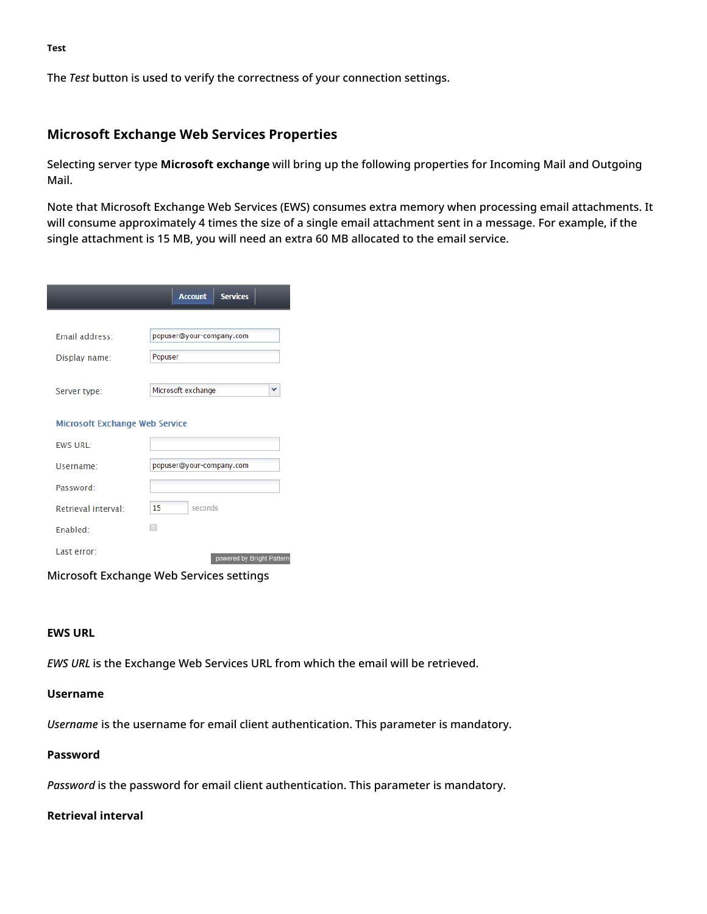#### Test

The *Test* button is used to verify the correctness of your connection settings.

## Microsoft Exchange Web Services Properties

Selecting server type **Microsoft exchange** will bring up the following properties for Incoming Mail and Outgoing Mail.

Note that Microsoft Exchange Web Services (EWS) consumes extra memory when processing email attachments. It will consume approximately 4 times the size of a single email attachment sent in a message. For example, if the single attachment is 15 MB, you will need an extra 60 MB allocated to the email service.

Microsoft Exchange Web Services settings

### EWS URL

*EWS URL* is the Exchange Web Services URL from which the email will be retrieved.

### Username

*Username* is the username for email client authentication. This parameter is mandatory.

### Password

*Password* is the password for email client authentication. This parameter is mandatory.

### Retrieval interval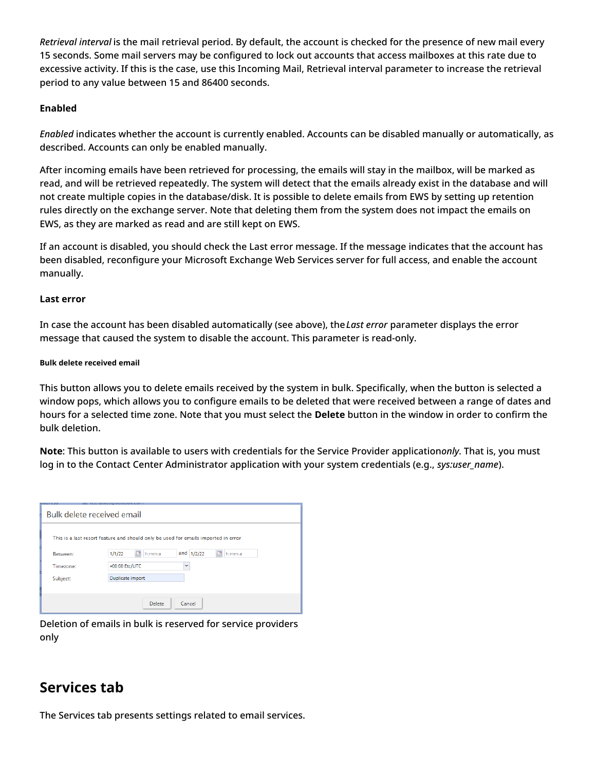*Retrieval interval* is the mail retrieval period. By default, the account is checked for the presence of new mail every 15 seconds. Some mail servers may be configured to lock out accounts that access mailboxes at this rate due to excessive activity. If this is the case, use this Incoming Mail, Retrieval interval parameter to increase the retrieval period to any value between 15 and 86400 seconds.

#### Enabled

*Enabled* indicates whether the account is currently enabled. Accounts can be disabled manually or automatically, as described. Accounts can only be enabled manually.

After incoming emails have been retrieved for processing, the emails will stay in the mailbox, will be marked as read, and will be retrieved repeatedly. The system will detect that the emails already exist in the database and will not create multiple copies in the database/disk. It is possible to delete emails from EWS by setting up retention rules directly on the exchange server. Note that deleting them from the system does not impact the emails on EWS, as they are marked as read and are still kept on EWS.

If an account is disabled, you should check the Last error message. If the message indicates that the account has been disabled, reconfigure your Microsoft Exchange Web Services server for full access, and enable the account manually.

#### Last error

In case the account has been disabled automatically (see above), the *Last error* parameter displays the error message that caused the system to disable the account. This parameter is read-only.

##### Bulk delete received email

This button allows you to delete emails received by the system in bulk. Specifically, when the button is selected a window pops, which allows you to configure emails to be deleted that were received between a range of dates and hours for a selected time zone. Note that you must select the **Delete** button in the window in order to confirm the bulk deletion.

**Note**: This button is available to users with credentials for the Service Provider application*only*. That is, you must log in to the Contact Center Administrator application with your system credentials (e.g., *sys:user_name*).

Deletion of emails in bulk is reserved for service providers only

## Services tab

The Services tab presents settings related to email services.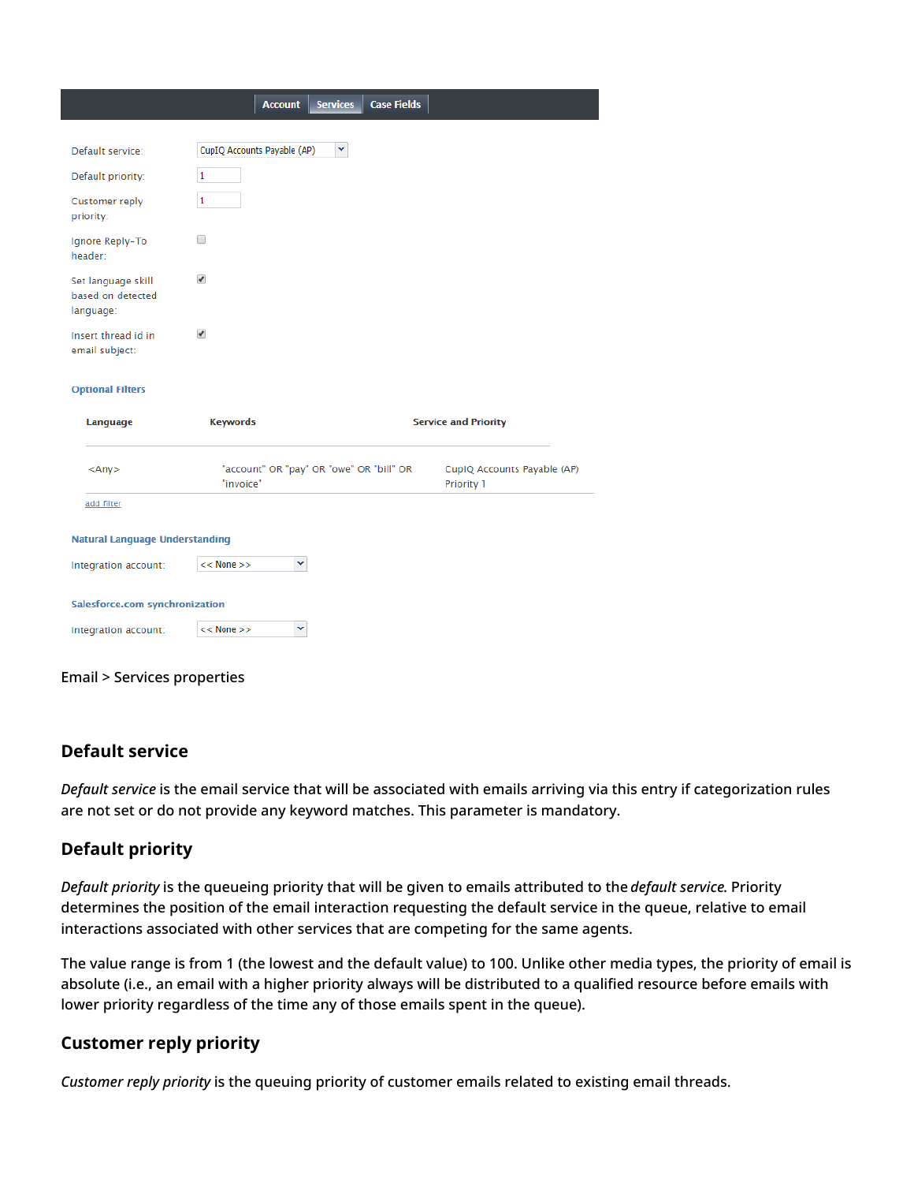| Account | Services | Case Fields |
|---|---|---|

Default service: CupIQ Accounts Payable (AP)

Default priority: 1

Customer reply priority: 1

Ignore Reply-To header:

Set language skill based on detected language:

Insert thread id in email subject:

**Optional Filters**

| Language | Keywords | Service and Priority |
|---|---|---|
| <Any> | "account" OR "pay" OR "owe" OR "bill" OR "invoice" | CupIQ Accounts Payable (AP) Priority 1 |

add filter

**Natural Language Understanding**

Integration account: << None >>

**Salesforce.com synchronization**

Integration account: << None >>

Email > Services properties

## Default service

*Default service* is the email service that will be associated with emails arriving via this entry if categorization rules are not set or do not provide any keyword matches. This parameter is mandatory.

## Default priority

*Default priority* is the queueing priority that will be given to emails attributed to the *default service.* Priority determines the position of the email interaction requesting the default service in the queue, relative to email interactions associated with other services that are competing for the same agents.

The value range is from 1 (the lowest and the default value) to 100. Unlike other media types, the priority of email is absolute (i.e., an email with a higher priority always will be distributed to a qualified resource before emails with lower priority regardless of the time any of those emails spent in the queue).

## Customer reply priority

*Customer reply priority* is the queuing priority of customer emails related to existing email threads.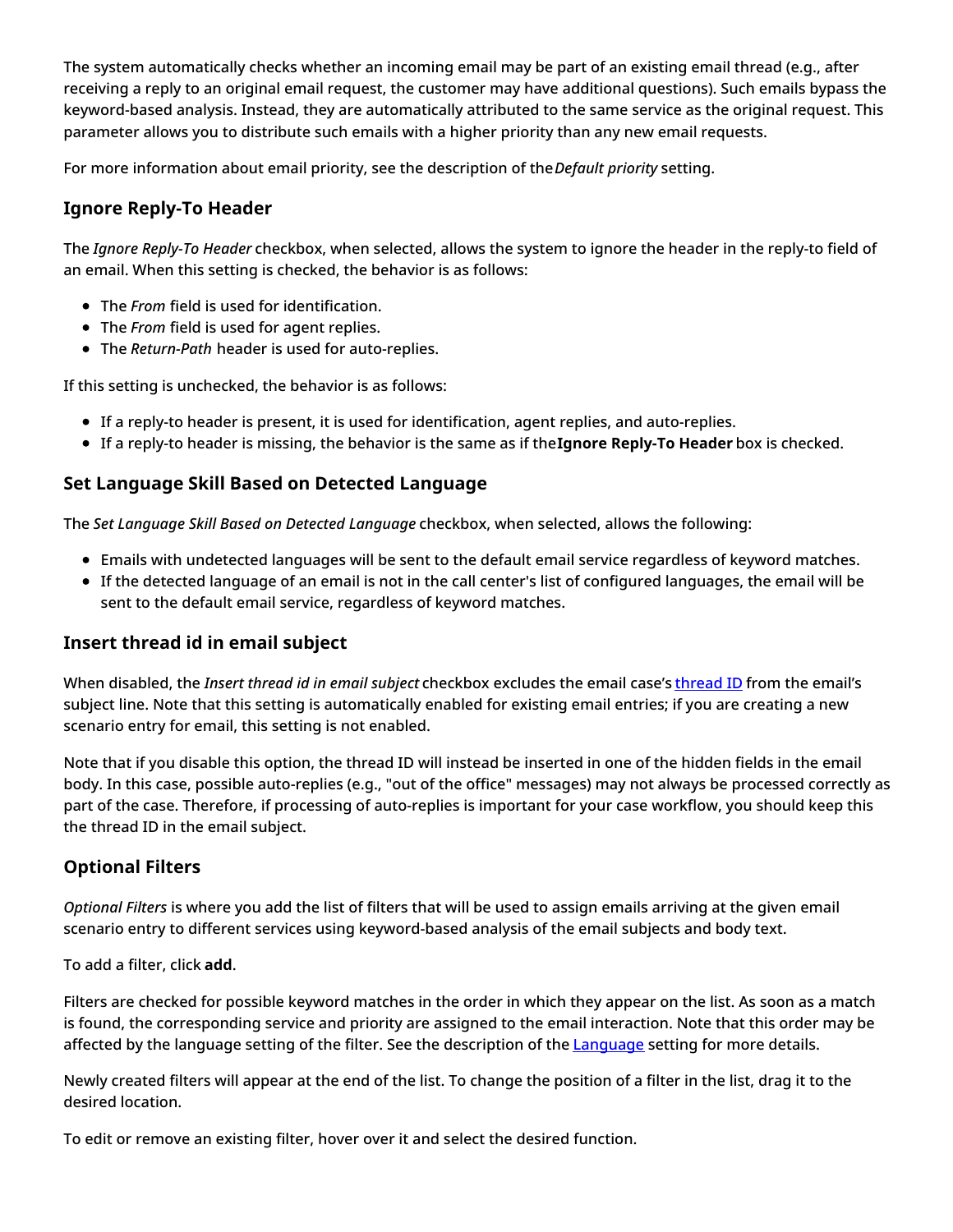The system automatically checks whether an incoming email may be part of an existing email thread (e.g., after receiving a reply to an original email request, the customer may have additional questions). Such emails bypass the keyword-based analysis. Instead, they are automatically attributed to the same service as the original request. This parameter allows you to distribute such emails with a higher priority than any new email requests.

For more information about email priority, see the description of the *Default priority* setting.

### Ignore Reply-To Header

The *Ignore Reply-To Header* checkbox, when selected, allows the system to ignore the header in the reply-to field of an email. When this setting is checked, the behavior is as follows:

- The *From* field is used for identification.
- The *From* field is used for agent replies.
- The *Return-Path* header is used for auto-replies.

If this setting is unchecked, the behavior is as follows:

- If a reply-to header is present, it is used for identification, agent replies, and auto-replies.
- If a reply-to header is missing, the behavior is the same as if the **Ignore Reply-To Header** box is checked.

### Set Language Skill Based on Detected Language

The *Set Language Skill Based on Detected Language* checkbox, when selected, allows the following:

- Emails with undetected languages will be sent to the default email service regardless of keyword matches.
- If the detected language of an email is not in the call center's list of configured languages, the email will be sent to the default email service, regardless of keyword matches.

### Insert thread id in email subject

When disabled, the *Insert thread id in email subject* checkbox excludes the email case's [thread ID] from the email's subject line. Note that this setting is automatically enabled for existing email entries; if you are creating a new scenario entry for email, this setting is not enabled.

Note that if you disable this option, the thread ID will instead be inserted in one of the hidden fields in the email body. In this case, possible auto-replies (e.g., "out of the office" messages) may not always be processed correctly as part of the case. Therefore, if processing of auto-replies is important for your case workflow, you should keep this the thread ID in the email subject.

### Optional Filters

*Optional Filters* is where you add the list of filters that will be used to assign emails arriving at the given email scenario entry to different services using keyword-based analysis of the email subjects and body text.

To add a filter, click **add**.

Filters are checked for possible keyword matches in the order in which they appear on the list. As soon as a match is found, the corresponding service and priority are assigned to the email interaction. Note that this order may be affected by the language setting of the filter. See the description of the Language setting for more details.

Newly created filters will appear at the end of the list. To change the position of a filter in the list, drag it to the desired location.

To edit or remove an existing filter, hover over it and select the desired function.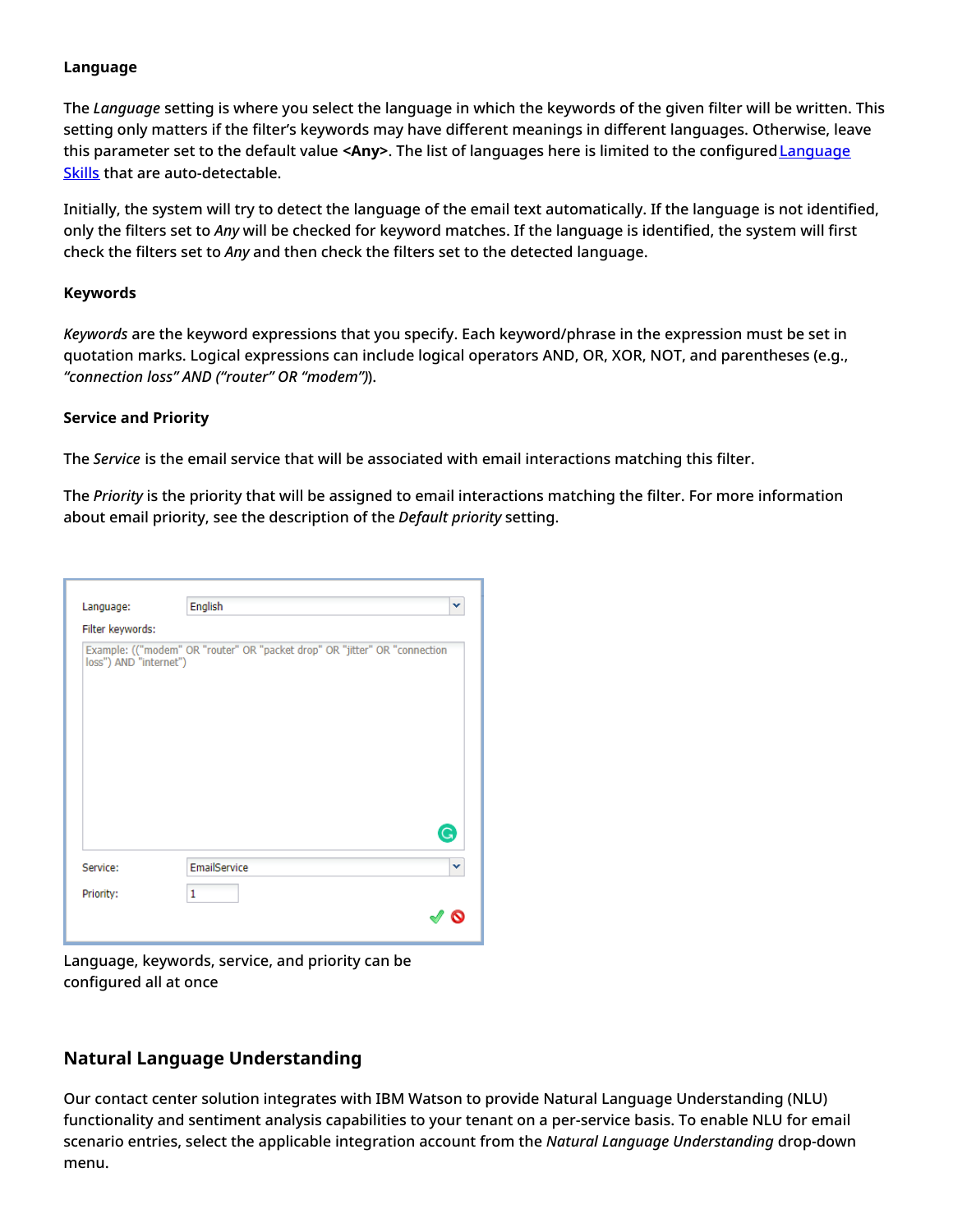**Language**

The *Language* setting is where you select the language in which the keywords of the given filter will be written. This setting only matters if the filter's keywords may have different meanings in different languages. Otherwise, leave this parameter set to the default value **<Any>**. The list of languages here is limited to the configured Language Skills that are auto-detectable.

Initially, the system will try to detect the language of the email text automatically. If the language is not identified, only the filters set to *Any* will be checked for keyword matches. If the language is identified, the system will first check the filters set to *Any* and then check the filters set to the detected language.

**Keywords**

*Keywords* are the keyword expressions that you specify. Each keyword/phrase in the expression must be set in quotation marks. Logical expressions can include logical operators AND, OR, XOR, NOT, and parentheses (e.g., *"connection loss" AND ("router" OR "modem")*).

**Service and Priority**

The *Service* is the email service that will be associated with email interactions matching this filter.

The *Priority* is the priority that will be assigned to email interactions matching the filter. For more information about email priority, see the description of the *Default priority* setting.

Language, keywords, service, and priority can be configured all at once

## Natural Language Understanding

Our contact center solution integrates with IBM Watson to provide Natural Language Understanding (NLU) functionality and sentiment analysis capabilities to your tenant on a per-service basis. To enable NLU for email scenario entries, select the applicable integration account from the *Natural Language Understanding* drop-down menu.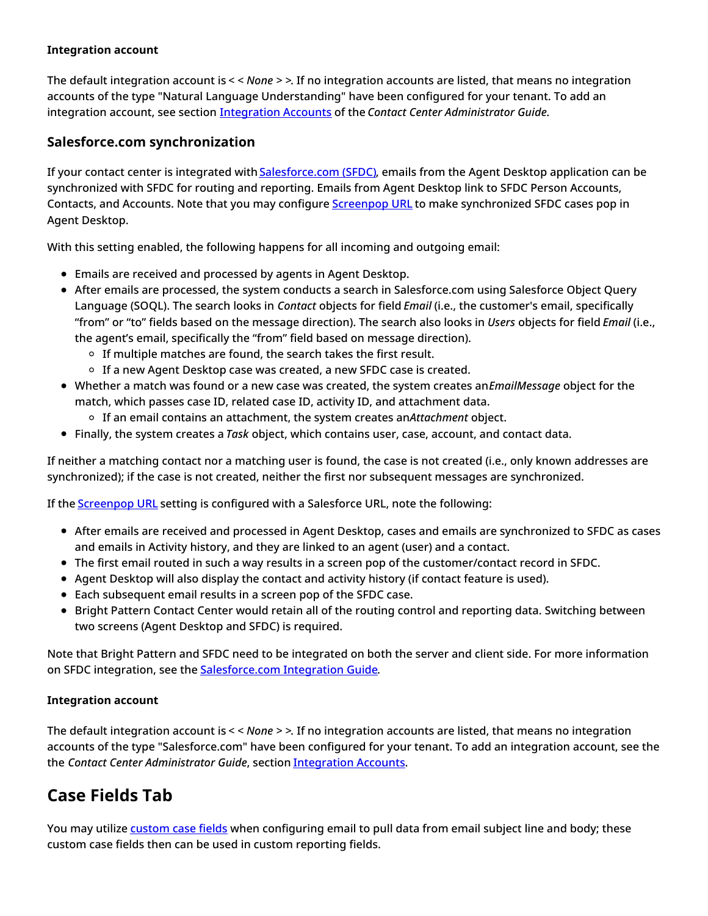**Integration account**

The default integration account is < < *None* > >. If no integration accounts are listed, that means no integration accounts of the type "Natural Language Understanding" have been configured for your tenant. To add an integration account, see section Integration Accounts of the *Contact Center Administrator Guide*.

### Salesforce.com synchronization

If your contact center is integrated with Salesforce.com (SFDC), emails from the Agent Desktop application can be synchronized with SFDC for routing and reporting. Emails from Agent Desktop link to SFDC Person Accounts, Contacts, and Accounts. Note that you may configure Screenpop URL to make synchronized SFDC cases pop in Agent Desktop.

With this setting enabled, the following happens for all incoming and outgoing email:

- Emails are received and processed by agents in Agent Desktop.
- After emails are processed, the system conducts a search in Salesforce.com using Salesforce Object Query Language (SOQL). The search looks in *Contact* objects for field *Email* (i.e., the customer's email, specifically “from” or “to” fields based on the message direction). The search also looks in *Users* objects for field *Email* (i.e., the agent’s email, specifically the “from” field based on message direction).
  - If multiple matches are found, the search takes the first result.
  - If a new Agent Desktop case was created, a new SFDC case is created.
- Whether a match was found or a new case was created, the system creates an *EmailMessage* object for the match, which passes case ID, related case ID, activity ID, and attachment data.
  - If an email contains an attachment, the system creates an *Attachment* object.
- Finally, the system creates a *Task* object, which contains user, case, account, and contact data.

If neither a matching contact nor a matching user is found, the case is not created (i.e., only known addresses are synchronized); if the case is not created, neither the first nor subsequent messages are synchronized.

If the Screenpop URL setting is configured with a Salesforce URL, note the following:

- After emails are received and processed in Agent Desktop, cases and emails are synchronized to SFDC as cases and emails in Activity history, and they are linked to an agent (user) and a contact.
- The first email routed in such a way results in a screen pop of the customer/contact record in SFDC.
- Agent Desktop will also display the contact and activity history (if contact feature is used).
- Each subsequent email results in a screen pop of the SFDC case.
- Bright Pattern Contact Center would retain all of the routing control and reporting data. Switching between two screens (Agent Desktop and SFDC) is required.

Note that Bright Pattern and SFDC need to be integrated on both the server and client side. For more information on SFDC integration, see the Salesforce.com Integration Guide.

**Integration account**

The default integration account is < < *None* > >. If no integration accounts are listed, that means no integration accounts of the type "Salesforce.com" have been configured for your tenant. To add an integration account, see the the *Contact Center Administrator Guide*, section Integration Accounts.

## Case Fields Tab

You may utilize custom case fields when configuring email to pull data from email subject line and body; these custom case fields then can be used in custom reporting fields.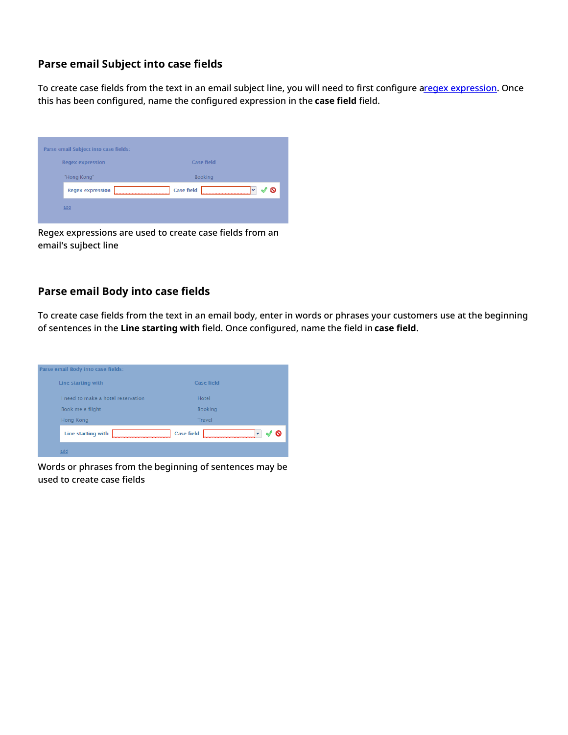## Parse email Subject into case fields

To create case fields from the text in an email subject line, you will need to first configure a[regex expression](). Once this has been configured, name the configured expression in the **case field** field.

Regex expressions are used to create case fields from an email's sujbect line

## Parse email Body into case fields

To create case fields from the text in an email body, enter in words or phrases your customers use at the beginning of sentences in the **Line starting with** field. Once configured, name the field in **case field**.

Words or phrases from the beginning of sentences may be used to create case fields